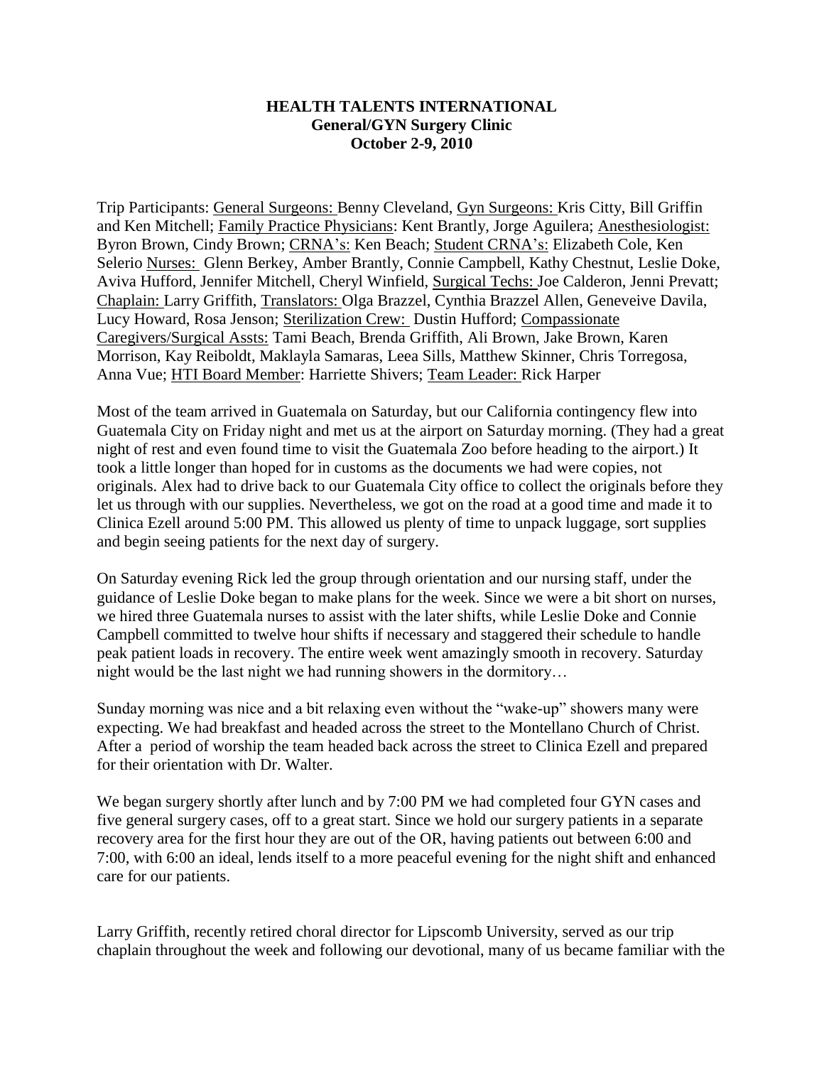**HEALTH TALENTS INTERNATIONAL**
**General/GYN Surgery Clinic**
**October 2-9, 2010**

Trip Participants: General Surgeons: Benny Cleveland, Gyn Surgeons: Kris Citty, Bill Griffin and Ken Mitchell; Family Practice Physicians: Kent Brantly, Jorge Aguilera; Anesthesiologist: Byron Brown, Cindy Brown; CRNA's: Ken Beach; Student CRNA's: Elizabeth Cole, Ken Selerio Nurses: Glenn Berkey, Amber Brantly, Connie Campbell, Kathy Chestnut, Leslie Doke, Aviva Hufford, Jennifer Mitchell, Cheryl Winfield, Surgical Techs: Joe Calderon, Jenni Prevatt; Chaplain: Larry Griffith, Translators: Olga Brazzel, Cynthia Brazzel Allen, Geneveive Davila, Lucy Howard, Rosa Jenson; Sterilization Crew: Dustin Hufford; Compassionate Caregivers/Surgical Assts: Tami Beach, Brenda Griffith, Ali Brown, Jake Brown, Karen Morrison, Kay Reiboldt, Maklayla Samaras, Leea Sills, Matthew Skinner, Chris Torregosa, Anna Vue; HTI Board Member: Harriette Shivers; Team Leader: Rick Harper

Most of the team arrived in Guatemala on Saturday, but our California contingency flew into Guatemala City on Friday night and met us at the airport on Saturday morning. (They had a great night of rest and even found time to visit the Guatemala Zoo before heading to the airport.) It took a little longer than hoped for in customs as the documents we had were copies, not originals. Alex had to drive back to our Guatemala City office to collect the originals before they let us through with our supplies. Nevertheless, we got on the road at a good time and made it to Clinica Ezell around 5:00 PM. This allowed us plenty of time to unpack luggage, sort supplies and begin seeing patients for the next day of surgery.

On Saturday evening Rick led the group through orientation and our nursing staff, under the guidance of Leslie Doke began to make plans for the week. Since we were a bit short on nurses, we hired three Guatemala nurses to assist with the later shifts, while Leslie Doke and Connie Campbell committed to twelve hour shifts if necessary and staggered their schedule to handle peak patient loads in recovery. The entire week went amazingly smooth in recovery. Saturday night would be the last night we had running showers in the dormitory…

Sunday morning was nice and a bit relaxing even without the "wake-up" showers many were expecting. We had breakfast and headed across the street to the Montellano Church of Christ. After a period of worship the team headed back across the street to Clinica Ezell and prepared for their orientation with Dr. Walter.

We began surgery shortly after lunch and by 7:00 PM we had completed four GYN cases and five general surgery cases, off to a great start. Since we hold our surgery patients in a separate recovery area for the first hour they are out of the OR, having patients out between 6:00 and 7:00, with 6:00 an ideal, lends itself to a more peaceful evening for the night shift and enhanced care for our patients.

Larry Griffith, recently retired choral director for Lipscomb University, served as our trip chaplain throughout the week and following our devotional, many of us became familiar with the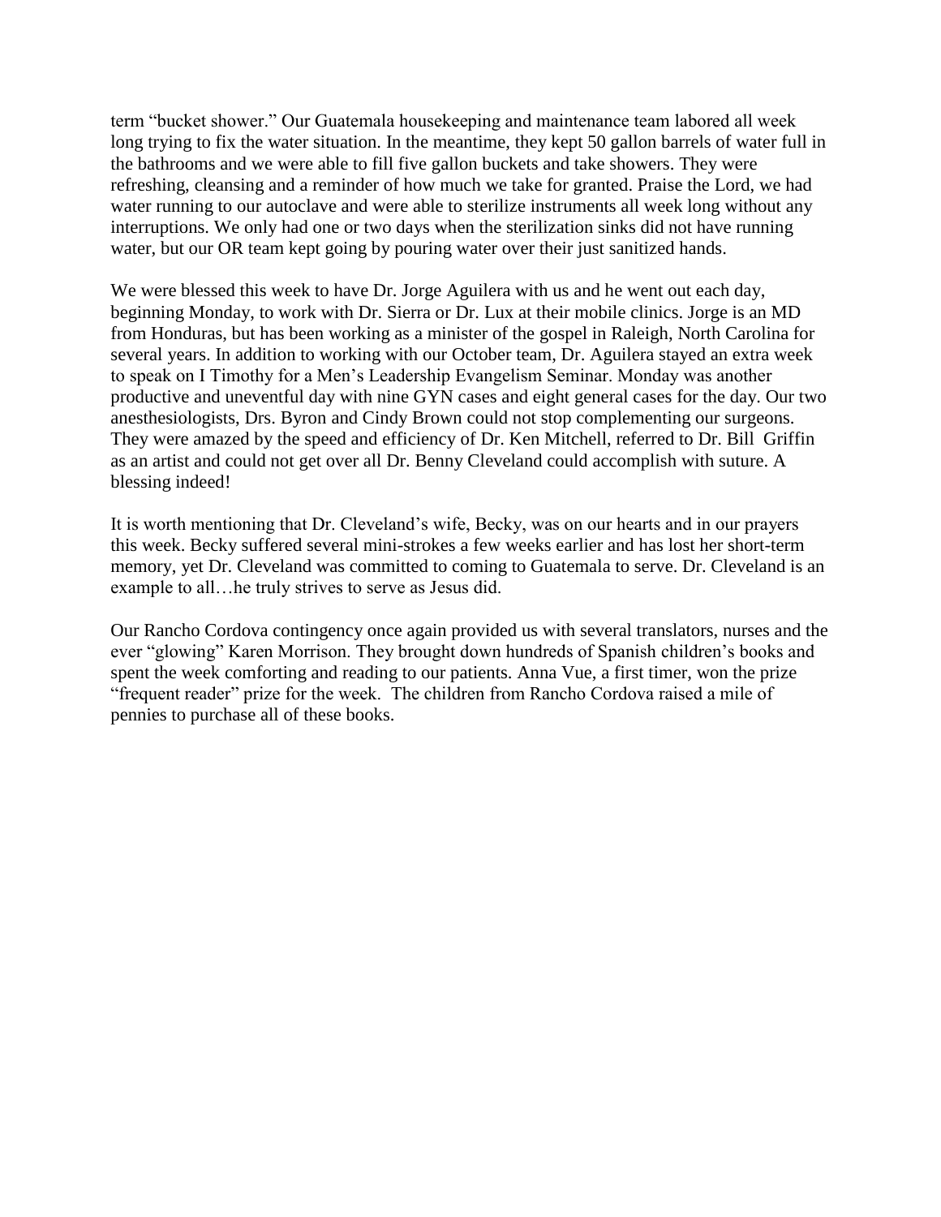term "bucket shower." Our Guatemala housekeeping and maintenance team labored all week long trying to fix the water situation. In the meantime, they kept 50 gallon barrels of water full in the bathrooms and we were able to fill five gallon buckets and take showers. They were refreshing, cleansing and a reminder of how much we take for granted. Praise the Lord, we had water running to our autoclave and were able to sterilize instruments all week long without any interruptions. We only had one or two days when the sterilization sinks did not have running water, but our OR team kept going by pouring water over their just sanitized hands.

We were blessed this week to have Dr. Jorge Aguilera with us and he went out each day, beginning Monday, to work with Dr. Sierra or Dr. Lux at their mobile clinics. Jorge is an MD from Honduras, but has been working as a minister of the gospel in Raleigh, North Carolina for several years. In addition to working with our October team, Dr. Aguilera stayed an extra week to speak on I Timothy for a Men's Leadership Evangelism Seminar. Monday was another productive and uneventful day with nine GYN cases and eight general cases for the day. Our two anesthesiologists, Drs. Byron and Cindy Brown could not stop complementing our surgeons. They were amazed by the speed and efficiency of Dr. Ken Mitchell, referred to Dr. Bill Griffin as an artist and could not get over all Dr. Benny Cleveland could accomplish with suture. A blessing indeed!

It is worth mentioning that Dr. Cleveland's wife, Becky, was on our hearts and in our prayers this week. Becky suffered several mini-strokes a few weeks earlier and has lost her short-term memory, yet Dr. Cleveland was committed to coming to Guatemala to serve. Dr. Cleveland is an example to all…he truly strives to serve as Jesus did.

Our Rancho Cordova contingency once again provided us with several translators, nurses and the ever "glowing" Karen Morrison. They brought down hundreds of Spanish children's books and spent the week comforting and reading to our patients. Anna Vue, a first timer, won the prize "frequent reader" prize for the week. The children from Rancho Cordova raised a mile of pennies to purchase all of these books.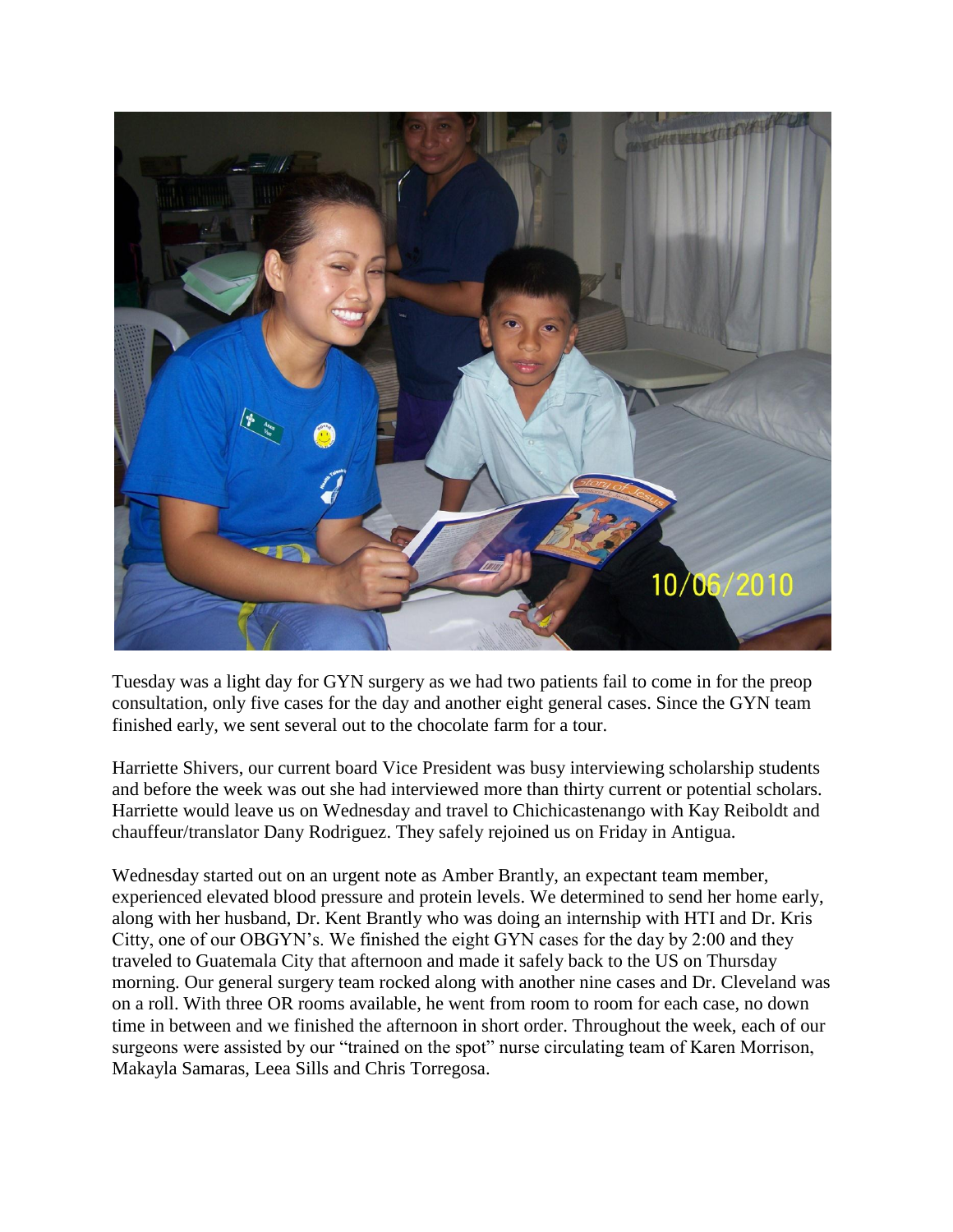Tuesday was a light day for GYN surgery as we had two patients fail to come in for the preop consultation, only five cases for the day and another eight general cases. Since the GYN team finished early, we sent several out to the chocolate farm for a tour.

Harriette Shivers, our current board Vice President was busy interviewing scholarship students and before the week was out she had interviewed more than thirty current or potential scholars. Harriette would leave us on Wednesday and travel to Chichicastenango with Kay Reiboldt and chauffeur/translator Dany Rodriguez. They safely rejoined us on Friday in Antigua.

Wednesday started out on an urgent note as Amber Brantly, an expectant team member, experienced elevated blood pressure and protein levels. We determined to send her home early, along with her husband, Dr. Kent Brantly who was doing an internship with HTI and Dr. Kris Citty, one of our OBGYN's. We finished the eight GYN cases for the day by 2:00 and they traveled to Guatemala City that afternoon and made it safely back to the US on Thursday morning. Our general surgery team rocked along with another nine cases and Dr. Cleveland was on a roll. With three OR rooms available, he went from room to room for each case, no down time in between and we finished the afternoon in short order. Throughout the week, each of our surgeons were assisted by our "trained on the spot" nurse circulating team of Karen Morrison, Makayla Samaras, Leea Sills and Chris Torregosa.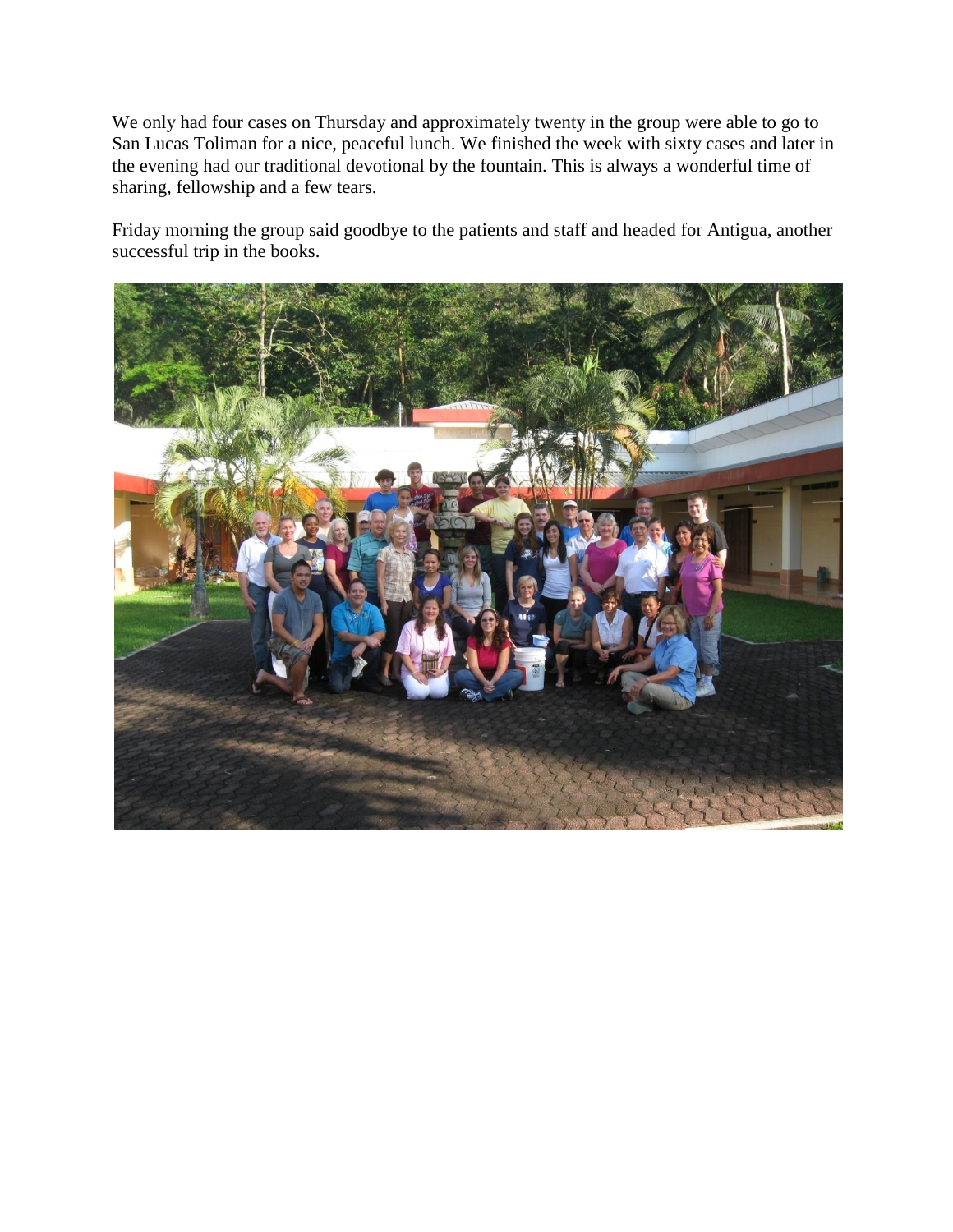We only had four cases on Thursday and approximately twenty in the group were able to go to San Lucas Toliman for a nice, peaceful lunch. We finished the week with sixty cases and later in the evening had our traditional devotional by the fountain. This is always a wonderful time of sharing, fellowship and a few tears.

Friday morning the group said goodbye to the patients and staff and headed for Antigua, another successful trip in the books.